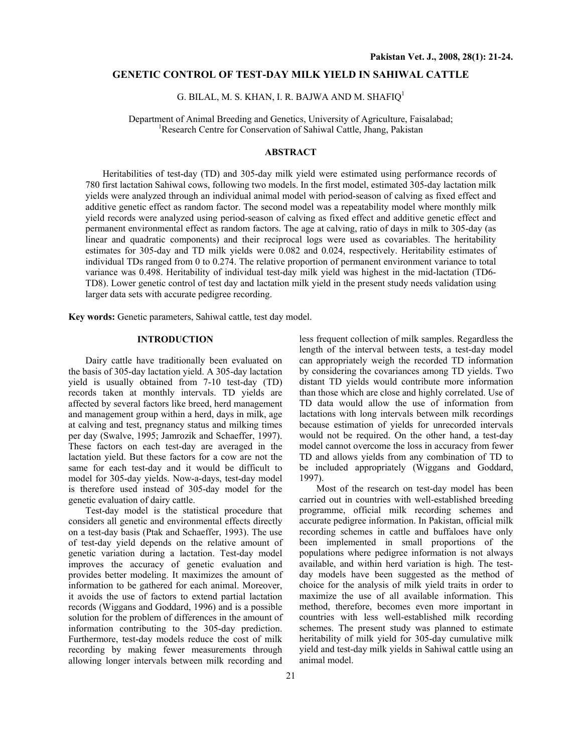# GENETIC CONTROL OF TEST-DAY MILK YIELD IN SAHIWAL CATTLE

G. BILAL, M. S. KHAN, I. R. BAJWA AND M. SHAFIQ[1]

Department of Animal Breeding and Genetics, University of Agriculture, Faisalabad;
[1]Research Centre for Conservation of Sahiwal Cattle, Jhang, Pakistan

## ABSTRACT

Heritabilities of test-day (TD) and 305-day milk yield were estimated using performance records of 780 first lactation Sahiwal cows, following two models. In the first model, estimated 305-day lactation milk yields were analyzed through an individual animal model with period-season of calving as fixed effect and additive genetic effect as random factor. The second model was a repeatability model where monthly milk yield records were analyzed using period-season of calving as fixed effect and additive genetic effect and permanent environmental effect as random factors. The age at calving, ratio of days in milk to 305-day (as linear and quadratic components) and their reciprocal logs were used as covariables. The heritability estimates for 305-day and TD milk yields were 0.082 and 0.024, respectively. Heritability estimates of individual TDs ranged from 0 to 0.274. The relative proportion of permanent environment variance to total variance was 0.498. Heritability of individual test-day milk yield was highest in the mid-lactation (TD6-TD8). Lower genetic control of test day and lactation milk yield in the present study needs validation using larger data sets with accurate pedigree recording.

**Key words:** Genetic parameters, Sahiwal cattle, test day model.

## INTRODUCTION

Dairy cattle have traditionally been evaluated on the basis of 305-day lactation yield. A 305-day lactation yield is usually obtained from 7-10 test-day (TD) records taken at monthly intervals. TD yields are affected by several factors like breed, herd management and management group within a herd, days in milk, age at calving and test, pregnancy status and milking times per day (Swalve, 1995; Jamrozik and Schaeffer, 1997). These factors on each test-day are averaged in the lactation yield. But these factors for a cow are not the same for each test-day and it would be difficult to model for 305-day yields. Now-a-days, test-day model is therefore used instead of 305-day model for the genetic evaluation of dairy cattle.

Test-day model is the statistical procedure that considers all genetic and environmental effects directly on a test-day basis (Ptak and Schaeffer, 1993). The use of test-day yield depends on the relative amount of genetic variation during a lactation. Test-day model improves the accuracy of genetic evaluation and provides better modeling. It maximizes the amount of information to be gathered for each animal. Moreover, it avoids the use of factors to extend partial lactation records (Wiggans and Goddard, 1996) and is a possible solution for the problem of differences in the amount of information contributing to the 305-day prediction. Furthermore, test-day models reduce the cost of milk recording by making fewer measurements through allowing longer intervals between milk recording and less frequent collection of milk samples. Regardless the length of the interval between tests, a test-day model can appropriately weigh the recorded TD information by considering the covariances among TD yields. Two distant TD yields would contribute more information than those which are close and highly correlated. Use of TD data would allow the use of information from lactations with long intervals between milk recordings because estimation of yields for unrecorded intervals would not be required. On the other hand, a test-day model cannot overcome the loss in accuracy from fewer TD and allows yields from any combination of TD to be included appropriately (Wiggans and Goddard, 1997).

Most of the research on test-day model has been carried out in countries with well-established breeding programme, official milk recording schemes and accurate pedigree information. In Pakistan, official milk recording schemes in cattle and buffaloes have only been implemented in small proportions of the populations where pedigree information is not always available, and within herd variation is high. The test-day models have been suggested as the method of choice for the analysis of milk yield traits in order to maximize the use of all available information. This method, therefore, becomes even more important in countries with less well-established milk recording schemes. The present study was planned to estimate heritability of milk yield for 305-day cumulative milk yield and test-day milk yields in Sahiwal cattle using an animal model.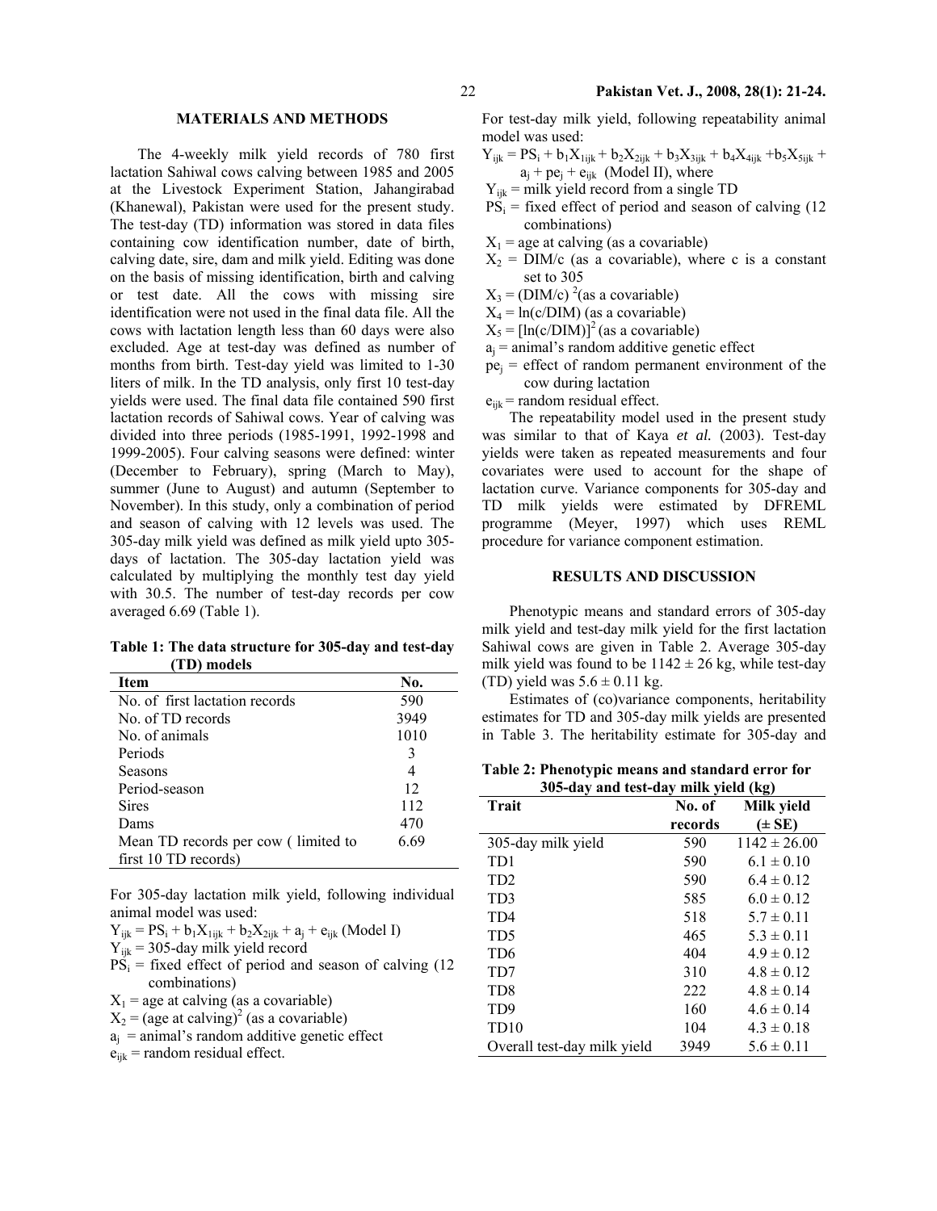## MATERIALS AND METHODS

The 4-weekly milk yield records of 780 first lactation Sahiwal cows calving between 1985 and 2005 at the Livestock Experiment Station, Jahangirabad (Khanewal), Pakistan were used for the present study. The test-day (TD) information was stored in data files containing cow identification number, date of birth, calving date, sire, dam and milk yield. Editing was done on the basis of missing identification, birth and calving or test date. All the cows with missing sire identification were not used in the final data file. All the cows with lactation length less than 60 days were also excluded. Age at test-day was defined as number of months from birth. Test-day yield was limited to 1-30 liters of milk. In the TD analysis, only first 10 test-day yields were used. The final data file contained 590 first lactation records of Sahiwal cows. Year of calving was divided into three periods (1985-1991, 1992-1998 and 1999-2005). Four calving seasons were defined: winter (December to February), spring (March to May), summer (June to August) and autumn (September to November). In this study, only a combination of period and season of calving with 12 levels was used. The 305-day milk yield was defined as milk yield upto 305-days of lactation. The 305-day lactation yield was calculated by multiplying the monthly test day yield with 30.5. The number of test-day records per cow averaged 6.69 (Table 1).

**Table 1: The data structure for 305-day and test-day (TD) models**

| Item | No. |
|---|---|
| No. of first lactation records | 590 |
| No. of TD records | 3949 |
| No. of animals | 1010 |
| Periods | 3 |
| Seasons | 4 |
| Period-season | 12 |
| Sires | 112 |
| Dams | 470 |
| Mean TD records per cow ( limited to first 10 TD records) | 6.69 |

For 305-day lactation milk yield, following individual animal model was used:

$Y_{ijk} = PS_i + b_1X_{1ijk} + b_2X_{2ijk} + a_j + e_{ijk}$ (Model I)

$Y_{ijk}$ = 305-day milk yield record

$PS_i$ = fixed effect of period and season of calving (12 combinations)

$X_1$ = age at calving (as a covariable)

$X_2$ = (age at calving)$^2$ (as a covariable)

$a_j$ = animal's random additive genetic effect

$e_{ijk}$ = random residual effect.

For test-day milk yield, following repeatability animal model was used:

$Y_{ijk} = PS_i + b_1X_{1ijk} + b_2X_{2ijk} + b_3X_{3ijk} + b_4X_{4ijk} + b_5X_{5ijk} + a_j + pe_j + e_{ijk}$ (Model II), where

$Y_{ijk}$ = milk yield record from a single TD

$PS_i$ = fixed effect of period and season of calving (12 combinations)

$X_1$ = age at calving (as a covariable)

$X_2$ = DIM/c (as a covariable), where c is a constant set to 305

$X_3$ = $(DIM/c)^2$(as a covariable)

$X_4$ = ln(c/DIM) (as a covariable)

$X_5$ = $[\ln(c/DIM)]^2$ (as a covariable)

$a_j$ = animal's random additive genetic effect

$pe_j$ = effect of random permanent environment of the cow during lactation

$e_{ijk}$ = random residual effect.

The repeatability model used in the present study was similar to that of Kaya *et al.* (2003). Test-day yields were taken as repeated measurements and four covariates were used to account for the shape of lactation curve. Variance components for 305-day and TD milk yields were estimated by DFREML programme (Meyer, 1997) which uses REML procedure for variance component estimation.

## RESULTS AND DISCUSSION

Phenotypic means and standard errors of 305-day milk yield and test-day milk yield for the first lactation Sahiwal cows are given in Table 2. Average 305-day milk yield was found to be 1142 ± 26 kg, while test-day (TD) yield was 5.6 ± 0.11 kg.

Estimates of (co)variance components, heritability estimates for TD and 305-day milk yields are presented in Table 3. The heritability estimate for 305-day and

**Table 2: Phenotypic means and standard error for 305-day and test-day milk yield (kg)**

| Trait | No. of records | Milk yield (± SE) |
|---|---|---|
| 305-day milk yield | 590 | 1142 ± 26.00 |
| TD1 | 590 | 6.1 ± 0.10 |
| TD2 | 590 | 6.4 ± 0.12 |
| TD3 | 585 | 6.0 ± 0.12 |
| TD4 | 518 | 5.7 ± 0.11 |
| TD5 | 465 | 5.3 ± 0.11 |
| TD6 | 404 | 4.9 ± 0.12 |
| TD7 | 310 | 4.8 ± 0.12 |
| TD8 | 222 | 4.8 ± 0.14 |
| TD9 | 160 | 4.6 ± 0.14 |
| TD10 | 104 | 4.3 ± 0.18 |
| Overall test-day milk yield | 3949 | 5.6 ± 0.11 |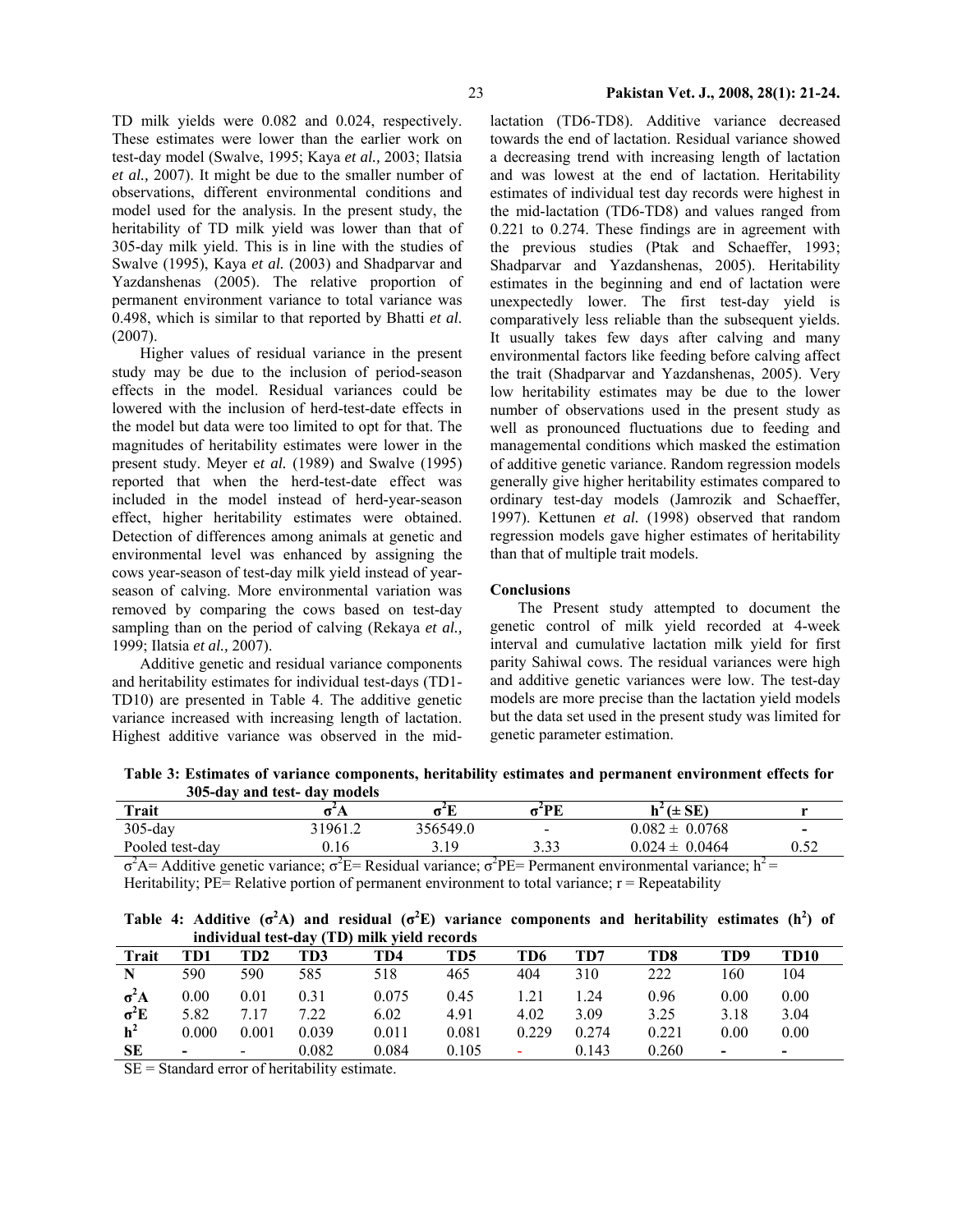TD milk yields were 0.082 and 0.024, respectively. These estimates were lower than the earlier work on test-day model (Swalve, 1995; Kaya *et al.,* 2003; Ilatsia *et al.,* 2007). It might be due to the smaller number of observations, different environmental conditions and model used for the analysis. In the present study, the heritability of TD milk yield was lower than that of 305-day milk yield. This is in line with the studies of Swalve (1995), Kaya *et al.* (2003) and Shadparvar and Yazdanshenas (2005). The relative proportion of permanent environment variance to total variance was 0.498, which is similar to that reported by Bhatti *et al.* (2007).

Higher values of residual variance in the present study may be due to the inclusion of period-season effects in the model. Residual variances could be lowered with the inclusion of herd-test-date effects in the model but data were too limited to opt for that. The magnitudes of heritability estimates were lower in the present study. Meyer e*t al.* (1989) and Swalve (1995) reported that when the herd-test-date effect was included in the model instead of herd-year-season effect, higher heritability estimates were obtained. Detection of differences among animals at genetic and environmental level was enhanced by assigning the cows year-season of test-day milk yield instead of year-season of calving. More environmental variation was removed by comparing the cows based on test-day sampling than on the period of calving (Rekaya *et al.,* 1999; Ilatsia *et al.,* 2007).

Additive genetic and residual variance components and heritability estimates for individual test-days (TD1-TD10) are presented in Table 4. The additive genetic variance increased with increasing length of lactation. Highest additive variance was observed in the mid-lactation (TD6-TD8). Additive variance decreased towards the end of lactation. Residual variance showed a decreasing trend with increasing length of lactation and was lowest at the end of lactation. Heritability estimates of individual test day records were highest in the mid-lactation (TD6-TD8) and values ranged from 0.221 to 0.274. These findings are in agreement with the previous studies (Ptak and Schaeffer, 1993; Shadparvar and Yazdanshenas, 2005). Heritability estimates in the beginning and end of lactation were unexpectedly lower. The first test-day yield is comparatively less reliable than the subsequent yields. It usually takes few days after calving and many environmental factors like feeding before calving affect the trait (Shadparvar and Yazdanshenas, 2005). Very low heritability estimates may be due to the lower number of observations used in the present study as well as pronounced fluctuations due to feeding and managemental conditions which masked the estimation of additive genetic variance. Random regression models generally give higher heritability estimates compared to ordinary test-day models (Jamrozik and Schaeffer, 1997). Kettunen *et al.* (1998) observed that random regression models gave higher estimates of heritability than that of multiple trait models.

## Conclusions

The Present study attempted to document the genetic control of milk yield recorded at 4-week interval and cumulative lactation milk yield for first parity Sahiwal cows. The residual variances were high and additive genetic variances were low. The test-day models are more precise than the lactation yield models but the data set used in the present study was limited for genetic parameter estimation.

**Table 3: Estimates of variance components, heritability estimates and permanent environment effects for 305-day and test- day models**

| Trait | $\sigma^2A$ | $\sigma^2E$ | $\sigma^2PE$ | $h^2$ (± SE) | r |
|---|---|---|---|---|---|
| 305-day | 31961.2 | 356549.0 | - | 0.082 ± 0.0768 | - |
| Pooled test-day | 0.16 | 3.19 | 3.33 | 0.024 ± 0.0464 | 0.52 |

$\sigma^2A$= Additive genetic variance; $\sigma^2E$= Residual variance; $\sigma^2PE$= Permanent environmental variance; $h^2$ = Heritability; PE= Relative portion of permanent environment to total variance; r = Repeatability

**Table 4: Additive ($\sigma^2A$) and residual ($\sigma^2E$) variance components and heritability estimates ($h^2$) of individual test-day (TD) milk yield records**

| Trait | TD1 | TD2 | TD3 | TD4 | TD5 | TD6 | TD7 | TD8 | TD9 | TD10 |
|---|---|---|---|---|---|---|---|---|---|---|
| N | 590 | 590 | 585 | 518 | 465 | 404 | 310 | 222 | 160 | 104 |
| $\sigma^2A$ | 0.00 | 0.01 | 0.31 | 0.075 | 0.45 | 1.21 | 1.24 | 0.96 | 0.00 | 0.00 |
| $\sigma^2E$ | 5.82 | 7.17 | 7.22 | 6.02 | 4.91 | 4.02 | 3.09 | 3.25 | 3.18 | 3.04 |
| $h^2$ | 0.000 | 0.001 | 0.039 | 0.011 | 0.081 | 0.229 | 0.274 | 0.221 | 0.00 | 0.00 |
| SE | - | - | 0.082 | 0.084 | 0.105 | - | 0.143 | 0.260 | - | - |

SE = Standard error of heritability estimate.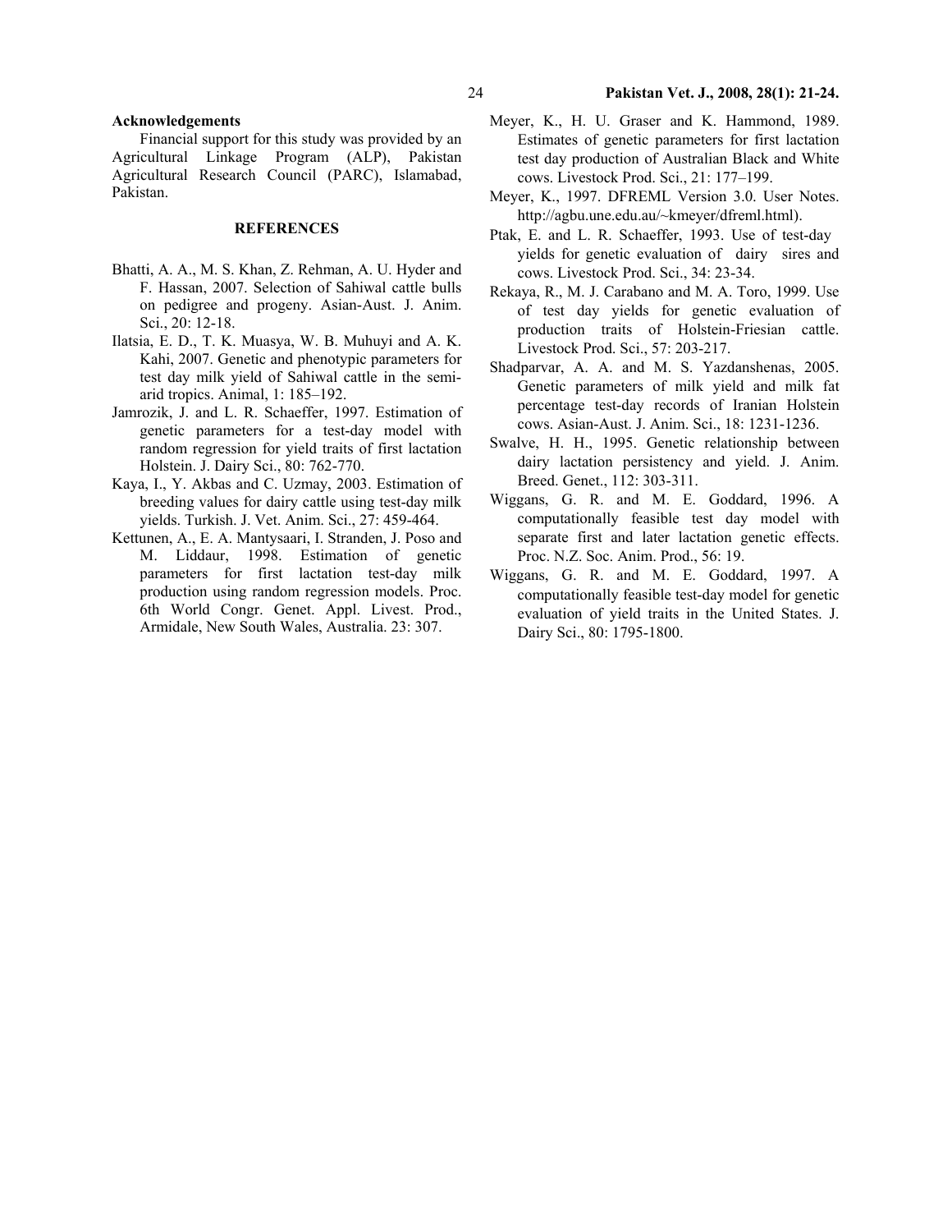**Acknowledgements**

Financial support for this study was provided by an Agricultural Linkage Program (ALP), Pakistan Agricultural Research Council (PARC), Islamabad, Pakistan.

## REFERENCES

Bhatti, A. A., M. S. Khan, Z. Rehman, A. U. Hyder and F. Hassan, 2007. Selection of Sahiwal cattle bulls on pedigree and progeny. Asian-Aust. J. Anim. Sci., 20: 12-18.

Ilatsia, E. D., T. K. Muasya, W. B. Muhuyi and A. K. Kahi, 2007. Genetic and phenotypic parameters for test day milk yield of Sahiwal cattle in the semi-arid tropics. Animal, 1: 185–192.

Jamrozik, J. and L. R. Schaeffer, 1997. Estimation of genetic parameters for a test-day model with random regression for yield traits of first lactation Holstein. J. Dairy Sci., 80: 762-770.

Kaya, I., Y. Akbas and C. Uzmay, 2003. Estimation of breeding values for dairy cattle using test-day milk yields. Turkish. J. Vet. Anim. Sci., 27: 459-464.

Kettunen, A., E. A. Mantysaari, I. Stranden, J. Poso and M. Liddaur, 1998. Estimation of genetic parameters for first lactation test-day milk production using random regression models. Proc. 6th World Congr. Genet. Appl. Livest. Prod., Armidale, New South Wales, Australia. 23: 307.

Meyer, K., H. U. Graser and K. Hammond, 1989. Estimates of genetic parameters for first lactation test day production of Australian Black and White cows. Livestock Prod. Sci., 21: 177–199.

Meyer, K., 1997. DFREML Version 3.0. User Notes. http://agbu.une.edu.au/~kmeyer/dfreml.html).

Ptak, E. and L. R. Schaeffer, 1993. Use of test-day yields for genetic evaluation of dairy sires and cows. Livestock Prod. Sci., 34: 23-34.

Rekaya, R., M. J. Carabano and M. A. Toro, 1999. Use of test day yields for genetic evaluation of production traits of Holstein-Friesian cattle. Livestock Prod. Sci., 57: 203-217.

Shadparvar, A. A. and M. S. Yazdanshenas, 2005. Genetic parameters of milk yield and milk fat percentage test-day records of Iranian Holstein cows. Asian-Aust. J. Anim. Sci., 18: 1231-1236.

Swalve, H. H., 1995. Genetic relationship between dairy lactation persistency and yield. J. Anim. Breed. Genet., 112: 303-311.

Wiggans, G. R. and M. E. Goddard, 1996. A computationally feasible test day model with separate first and later lactation genetic effects. Proc. N.Z. Soc. Anim. Prod., 56: 19.

Wiggans, G. R. and M. E. Goddard, 1997. A computationally feasible test-day model for genetic evaluation of yield traits in the United States. J. Dairy Sci., 80: 1795-1800.